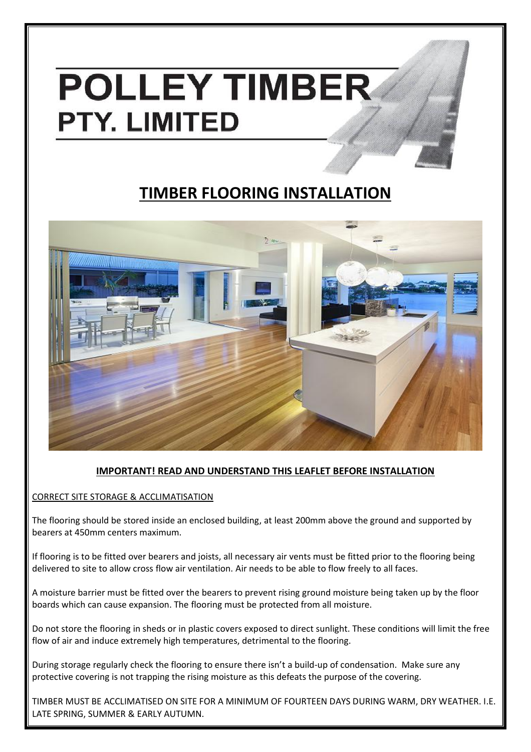# POLLEY TIMBER
## PTY. LIMITED

# TIMBER FLOORING INSTALLATION

**IMPORTANT! READ AND UNDERSTAND THIS LEAFLET BEFORE INSTALLATION**

CORRECT SITE STORAGE & ACCLIMATISATION

The flooring should be stored inside an enclosed building, at least 200mm above the ground and supported by bearers at 450mm centers maximum.

If flooring is to be fitted over bearers and joists, all necessary air vents must be fitted prior to the flooring being delivered to site to allow cross flow air ventilation. Air needs to be able to flow freely to all faces.

A moisture barrier must be fitted over the bearers to prevent rising ground moisture being taken up by the floor boards which can cause expansion. The flooring must be protected from all moisture.

Do not store the flooring in sheds or in plastic covers exposed to direct sunlight. These conditions will limit the free flow of air and induce extremely high temperatures, detrimental to the flooring.

During storage regularly check the flooring to ensure there isn't a build-up of condensation. Make sure any protective covering is not trapping the rising moisture as this defeats the purpose of the covering.

TIMBER MUST BE ACCLIMATISED ON SITE FOR A MINIMUM OF FOURTEEN DAYS DURING WARM, DRY WEATHER. I.E. LATE SPRING, SUMMER & EARLY AUTUMN.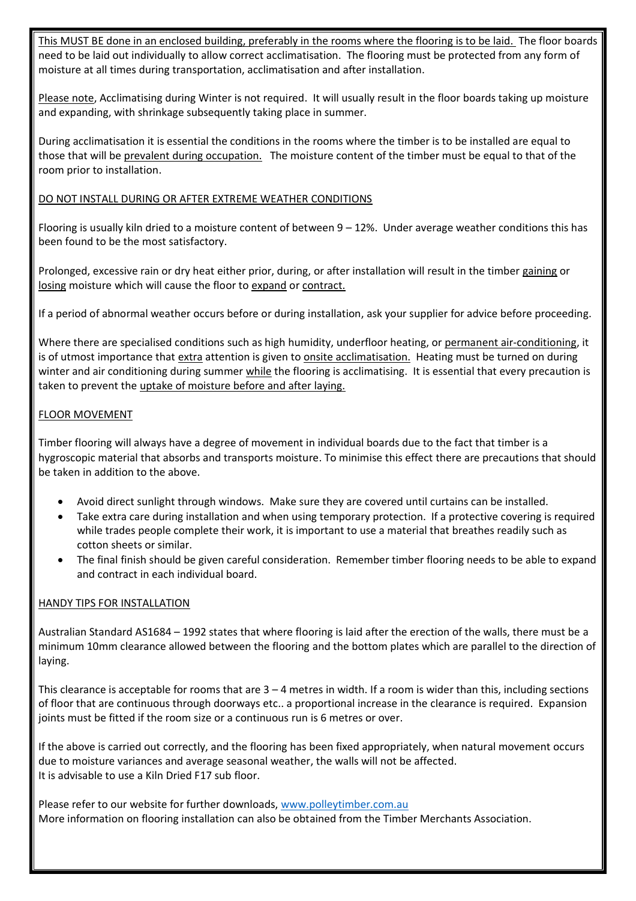This MUST BE done in an enclosed building, preferably in the rooms where the flooring is to be laid. The floor boards need to be laid out individually to allow correct acclimatisation. The flooring must be protected from any form of moisture at all times during transportation, acclimatisation and after installation.

Please note, Acclimatising during Winter is not required. It will usually result in the floor boards taking up moisture and expanding, with shrinkage subsequently taking place in summer.

During acclimatisation it is essential the conditions in the rooms where the timber is to be installed are equal to those that will be prevalent during occupation. The moisture content of the timber must be equal to that of the room prior to installation.

DO NOT INSTALL DURING OR AFTER EXTREME WEATHER CONDITIONS

Flooring is usually kiln dried to a moisture content of between 9 – 12%. Under average weather conditions this has been found to be the most satisfactory.

Prolonged, excessive rain or dry heat either prior, during, or after installation will result in the timber gaining or losing moisture which will cause the floor to expand or contract.

If a period of abnormal weather occurs before or during installation, ask your supplier for advice before proceeding.

Where there are specialised conditions such as high humidity, underfloor heating, or permanent air-conditioning, it is of utmost importance that extra attention is given to onsite acclimatisation. Heating must be turned on during winter and air conditioning during summer while the flooring is acclimatising. It is essential that every precaution is taken to prevent the uptake of moisture before and after laying.

## FLOOR MOVEMENT

Timber flooring will always have a degree of movement in individual boards due to the fact that timber is a hygroscopic material that absorbs and transports moisture. To minimise this effect there are precautions that should be taken in addition to the above.

- Avoid direct sunlight through windows. Make sure they are covered until curtains can be installed.
- Take extra care during installation and when using temporary protection. If a protective covering is required while trades people complete their work, it is important to use a material that breathes readily such as cotton sheets or similar.
- The final finish should be given careful consideration. Remember timber flooring needs to be able to expand and contract in each individual board.

## HANDY TIPS FOR INSTALLATION

Australian Standard AS1684 – 1992 states that where flooring is laid after the erection of the walls, there must be a minimum 10mm clearance allowed between the flooring and the bottom plates which are parallel to the direction of laying.

This clearance is acceptable for rooms that are 3 – 4 metres in width. If a room is wider than this, including sections of floor that are continuous through doorways etc.. a proportional increase in the clearance is required. Expansion joints must be fitted if the room size or a continuous run is 6 metres or over.

If the above is carried out correctly, and the flooring has been fixed appropriately, when natural movement occurs due to moisture variances and average seasonal weather, the walls will not be affected.
It is advisable to use a Kiln Dried F17 sub floor.

Please refer to our website for further downloads, www.polleytimber.com.au
More information on flooring installation can also be obtained from the Timber Merchants Association.